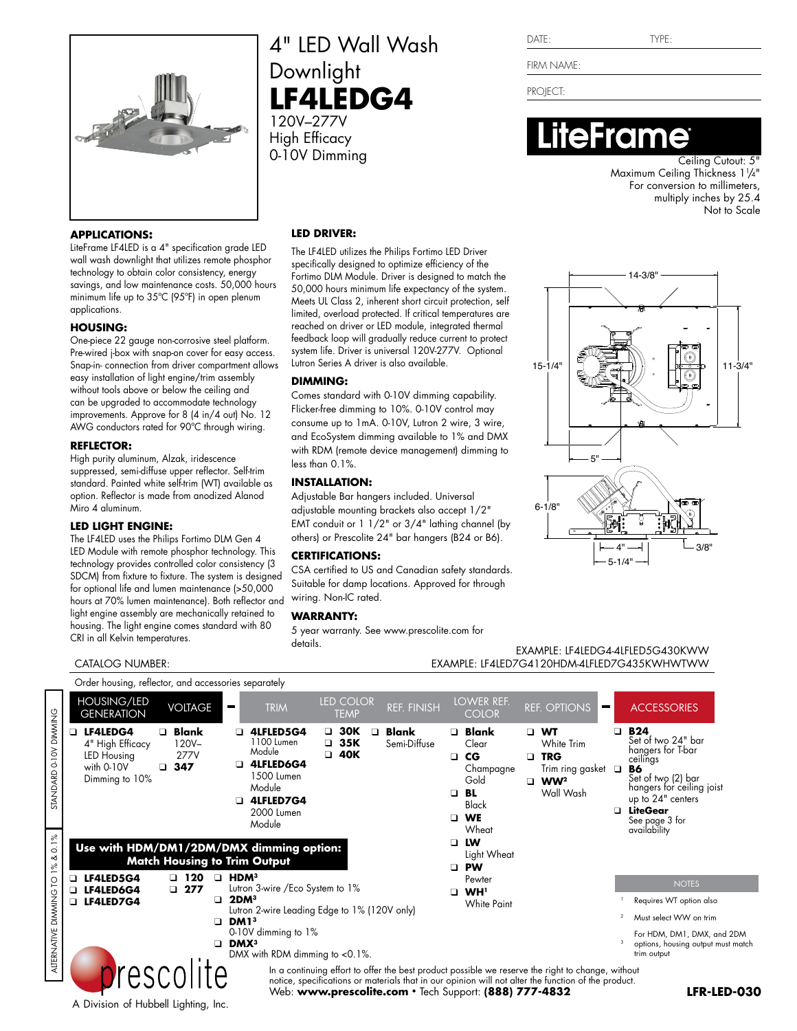# 4" LED Wall Wash Downlight

# LF4LEDG4

120V–277V
High Efficacy
0-10V Dimming

DATE: TYPE:

FIRM NAME:

PROJECT:

**LiteFrame**

Ceiling Cutout: 5"
Maximum Ceiling Thickness 1¼"
For conversion to millimeters, multiply inches by 25.4
Not to Scale

### APPLICATIONS:

LiteFrame LF4LED is a 4" specification grade LED wall wash downlight that utilizes remote phosphor technology to obtain color consistency, energy savings, and low maintenance costs. 50,000 hours minimum life up to 35°C (95°F) in open plenum applications.

### HOUSING:

One-piece 22 gauge non-corrosive steel platform. Pre-wired j-box with snap-on cover for easy access. Snap-in- connection from driver compartment allows easy installation of light engine/trim assembly without tools above or below the ceiling and can be upgraded to accommodate technology improvements. Approve for 8 (4 in/4 out) No. 12 AWG conductors rated for 90°C through wiring.

### REFLECTOR:

High purity aluminum, Alzak, iridescence suppressed, semi-diffuse upper reflector. Self-trim standard. Painted white self-trim (WT) available as option. Reflector is made from anodized Alanod Miro 4 aluminum.

### LED LIGHT ENGINE:

The LF4LED uses the Philips Fortimo DLM Gen 4 LED Module with remote phosphor technology. This technology provides controlled color consistency (3 SDCM) from fixture to fixture. The system is designed for optional life and lumen maintenance (>50,000 hours at 70% lumen maintenance). Both reflector and light engine assembly are mechanically retained to housing. The light engine comes standard with 80 CRI in all Kelvin temperatures.

### LED DRIVER:

The LF4LED utilizes the Philips Fortimo LED Driver specifically designed to optimize efficiency of the Fortimo DLM Module. Driver is designed to match the 50,000 hours minimum life expectancy of the system. Meets UL Class 2, inherent short circuit protection, self limited, overload protected. If critical temperatures are reached on driver or LED module, integrated thermal feedback loop will gradually reduce current to protect system life. Driver is universal 120V-277V. Optional Lutron Series A driver is also available.

### DIMMING:

Comes standard with 0-10V dimming capability. Flicker-free dimming to 10%. 0-10V control may consume up to 1mA. 0-10V, Lutron 2 wire, 3 wire, and EcoSystem dimming available to 1% and DMX with RDM (remote device management) dimming to less than 0.1%.

### INSTALLATION:

Adjustable Bar hangers included. Universal adjustable mounting brackets also accept 1/2" EMT conduit or 1 1/2" or 3/4" lathing channel (by others) or Prescolite 24" bar hangers (B24 or B6).

### CERTIFICATIONS:

CSA certified to US and Canadian safety standards. Suitable for damp locations. Approved for through wiring. Non-IC rated.

### WARRANTY:

5 year warranty. See www.prescolite.com for details.

Dimensions: 14-3/8"; 15-1/4"; 11-3/4"; 5"; 6-1/8"; 4"; 5-1/4"; 3/8"

CATALOG NUMBER:

EXAMPLE: LF4LEDG4-4LFLED5G430KWW
EXAMPLE: LF4LED7G4120HDM-4LFLED7G435KWHWTWW

Order housing, reflector, and accessories separately

| | HOUSING/LED GENERATION | VOLTAGE | – | TRIM | LED COLOR TEMP | REF. FINISH | LOWER REF. COLOR | REF. OPTIONS | – | ACCESSORIES |
|---|---|---|---|---|---|---|---|---|---|---|
| STANDARD 0-10V DIMMING | ❑ **LF4LEDG4** 4" High Efficacy LED Housing with 0-10V Dimming to 10% | ❑ **Blank** 120V–277V<br>❑ **347** | | ❑ **4LFLED5G4** 1100 Lumen Module<br>❑ **4LFLED6G4** 1500 Lumen Module<br>❑ **4LFLED7G4** 2000 Lumen Module | ❑ **30K**<br>❑ **35K**<br>❑ **40K** | ❑ **Blank** Semi-Diffuse | ❑ **Blank** Clear<br>❑ **CG** Champagne Gold<br>❑ **BL** Black<br>❑ **WE** Wheat<br>❑ **LW** Light Wheat<br>❑ **PW** Pewter<br>❑ **WH**[1] White Paint | ❑ **WT** White Trim<br>❑ **TRG** Trim ring gasket<br>❑ **WW**[2] Wall Wash | | ❑ **B24** Set of two 24" bar hangers for T-bar ceilings<br>❑ **B6** Set of two (2) bar hangers for ceiling joist up to 24" centers<br>❑ **LiteGear** See page 3 for availability |
| ALTERNATIVE DIMMING TO 1% & 0.1% | **Use with HDM/DM1/2DM/DMX dimming option: Match Housing to Trim Output**<br>❑ **LF4LED5G4**<br>❑ **LF4LED6G4**<br>❑ **LF4LED7G4** | ❑ **120**<br>❑ **277** | | ❑ **HDM**[3] Lutron 3-wire /Eco System to 1%<br>❑ **2DM**[3] Lutron 2-wire Leading Edge to 1% (120V only)<br>❑ **DM1**[3] 0-10V dimming to 1%<br>❑ **DMX**[3] DMX with RDM dimming to <0.1%. | | | | | | |

**NOTES**

1. Requires WT option also
2. Must select WW on trim
3. For HDM, DM1, DMX, and 2DM options, housing output must match trim output

prescolite
A Division of Hubbell Lighting, Inc.

In a continuing effort to offer the best product possible we reserve the right to change, without notice, specifications or materials that in our opinion will not alter the function of the product.
Web: **www.prescolite.com** • Tech Support: **(888) 777-4832**

**LFR-LED-030**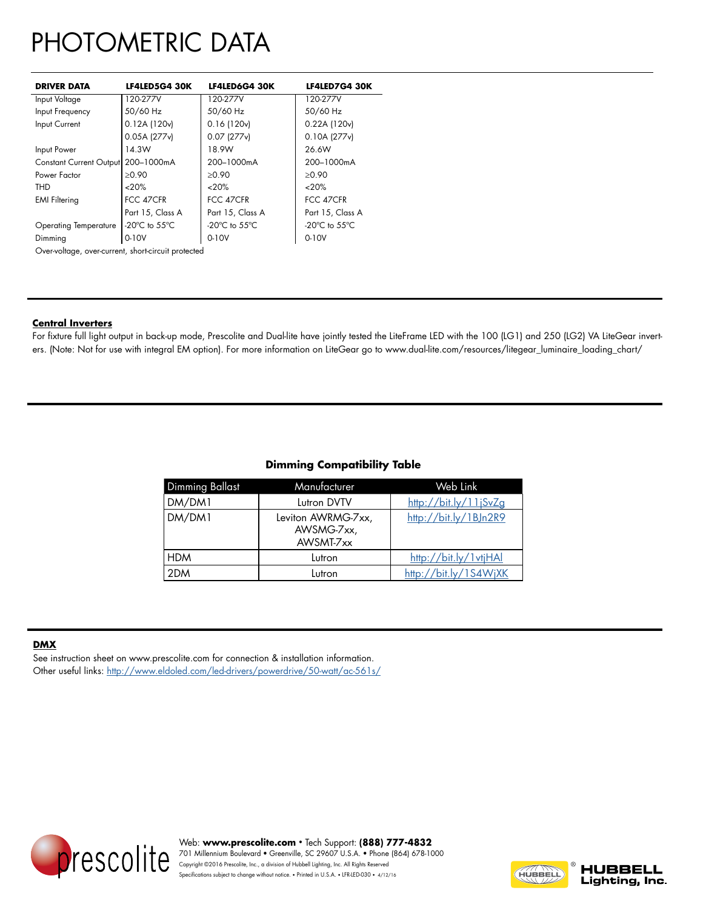# PHOTOMETRIC DATA

| DRIVER DATA | LF4LED5G4 30K | LF4LED6G4 30K | LF4LED7G4 30K |
|---|---|---|---|
| Input Voltage | 120-277V | 120-277V | 120-277V |
| Input Frequency | 50/60 Hz | 50/60 Hz | 50/60 Hz |
| Input Current | 0.12A (120v) | 0.16 (120v) | 0.22A (120v) |
| | 0.05A (277v) | 0.07 (277v) | 0.10A (277v) |
| Input Power | 14.3W | 18.9W | 26.6W |
| Constant Current Output | 200–1000mA | 200–1000mA | 200–1000mA |
| Power Factor | ≥0.90 | ≥0.90 | ≥0.90 |
| THD | <20% | <20% | <20% |
| EMI Filtering | FCC 47CFR | FCC 47CFR | FCC 47CFR |
| | Part 15, Class A | Part 15, Class A | Part 15, Class A |
| Operating Temperature | -20°C to 55°C | -20°C to 55°C | -20°C to 55°C |
| Dimming | 0-10V | 0-10V | 0-10V |

Over-voltage, over-current, short-circuit protected

**Central Inverters**

For fixture full light output in back-up mode, Prescolite and Dual-lite have jointly tested the LiteFrame LED with the 100 (LG1) and 250 (LG2) VA LiteGear inverters. (Note: Not for use with integral EM option). For more information on LiteGear go to www.dual-lite.com/resources/litegear_luminaire_loading_chart/

**Dimming Compatibility Table**

| Dimming Ballast | Manufacturer | Web Link |
|---|---|---|
| DM/DM1 | Lutron DVTV | http://bit.ly/11jSvZg |
| DM/DM1 | Leviton AWRMG-7xx, AWSMG-7xx, AWSMT-7xx | http://bit.ly/1BJn2R9 |
| HDM | Lutron | http://bit.ly/1vtjHAl |
| 2DM | Lutron | http://bit.ly/1S4WjXK |

**DMX**

See instruction sheet on www.prescolite.com for connection & installation information.
Other useful links: http://www.eldoled.com/led-drivers/powerdrive/50-watt/ac-561s/

prescolite

Web: **www.prescolite.com** • Tech Support: **(888) 777-4832**
701 Millennium Boulevard • Greenville, SC 29607 U.S.A. • Phone (864) 678-1000
Copyright ©2016 Prescolite, Inc., a division of Hubbell Lighting, Inc. All Rights Reserved
Specifications subject to change without notice. • Printed in U.S.A. • LFR-LED-030 • 4/12/16

HUBBELL Lighting, Inc.